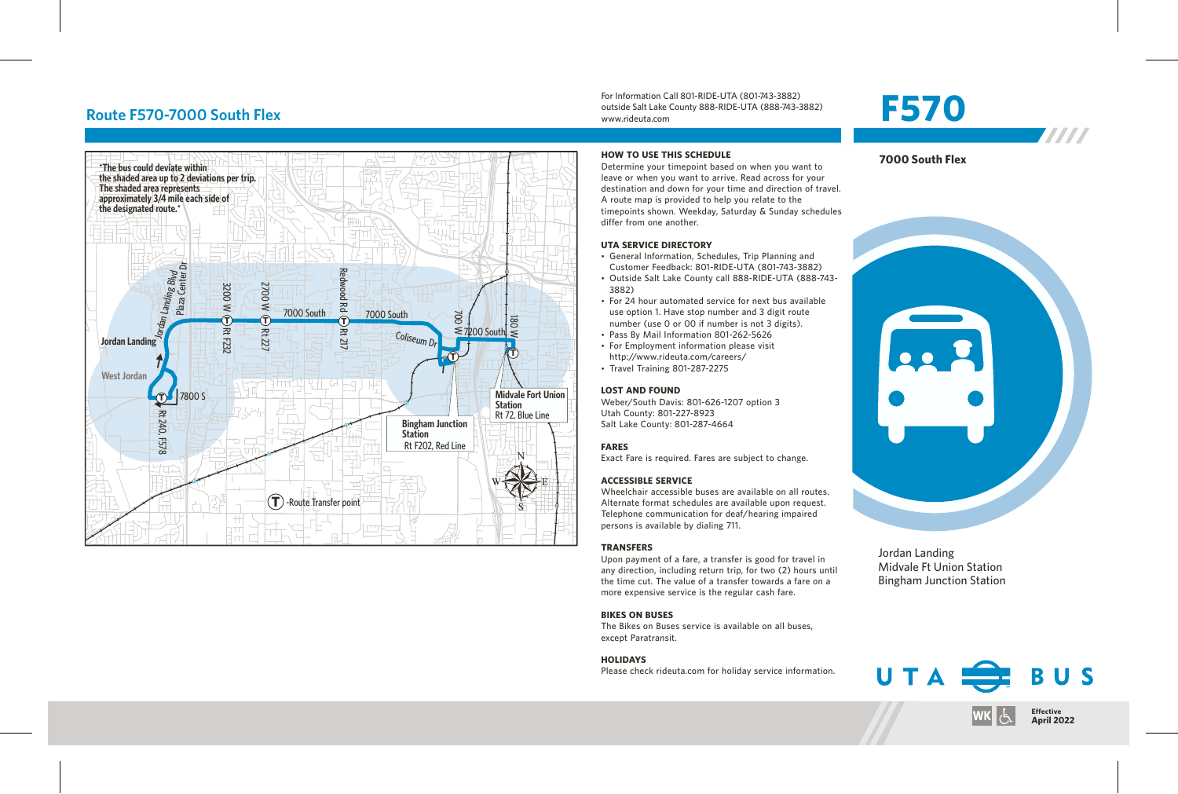## Route F570-7000 South Flex

For Information Call 801-RIDE-UTA (801-743-3882)
outside Salt Lake County 888-RIDE-UTA (888-743-3882)
www.rideuta.com

# F570

**7000 South Flex**

"The bus could deviate within the shaded area up to 2 deviations per trip. The shaded area represents approximately 3/4 mile each side of the designated route."

Jordan Landing, West Jordan, Jordan Landing Blvd, Plaza Center Dr, 3200 W Rt F232, 2700 W Rt 227, 7000 South, Redwood Rd Rt 217, Coliseum Dr, 700 W, 7200 South, 180 W, 7800 S, Rt 240, F578

**Midvale Fort Union Station** Rt 72, Blue Line

**Bingham Junction Station** Rt F202, Red Line

T -Route Transfer point

### HOW TO USE THIS SCHEDULE

Determine your timepoint based on when you want to leave or when you want to arrive. Read across for your destination and down for your time and direction of travel. A route map is provided to help you relate to the timepoints shown. Weekday, Saturday & Sunday schedules differ from one another.

### UTA SERVICE DIRECTORY

- General Information, Schedules, Trip Planning and Customer Feedback: 801-RIDE-UTA (801-743-3882)
- Outside Salt Lake County call 888-RIDE-UTA (888-743-3882)
- For 24 hour automated service for next bus available use option 1. Have stop number and 3 digit route number (use 0 or 00 if number is not 3 digits).
- Pass By Mail Information 801-262-5626
- For Employment information please visit http://www.rideuta.com/careers/
- Travel Training 801-287-2275

### LOST AND FOUND

Weber/South Davis: 801-626-1207 option 3
Utah County: 801-227-8923
Salt Lake County: 801-287-4664

### FARES

Exact Fare is required. Fares are subject to change.

### ACCESSIBLE SERVICE

Wheelchair accessible buses are available on all routes. Alternate format schedules are available upon request. Telephone communication for deaf/hearing impaired persons is available by dialing 711.

### TRANSFERS

Upon payment of a fare, a transfer is good for travel in any direction, including return trip, for two (2) hours until the time cut. The value of a transfer towards a fare on a more expensive service is the regular cash fare.

### BIKES ON BUSES

The Bikes on Buses service is available on all buses, except Paratransit.

### HOLIDAYS

Please check rideuta.com for holiday service information.

Jordan Landing
Midvale Ft Union Station
Bingham Junction Station

UTA BUS

WK

**Effective April 2022**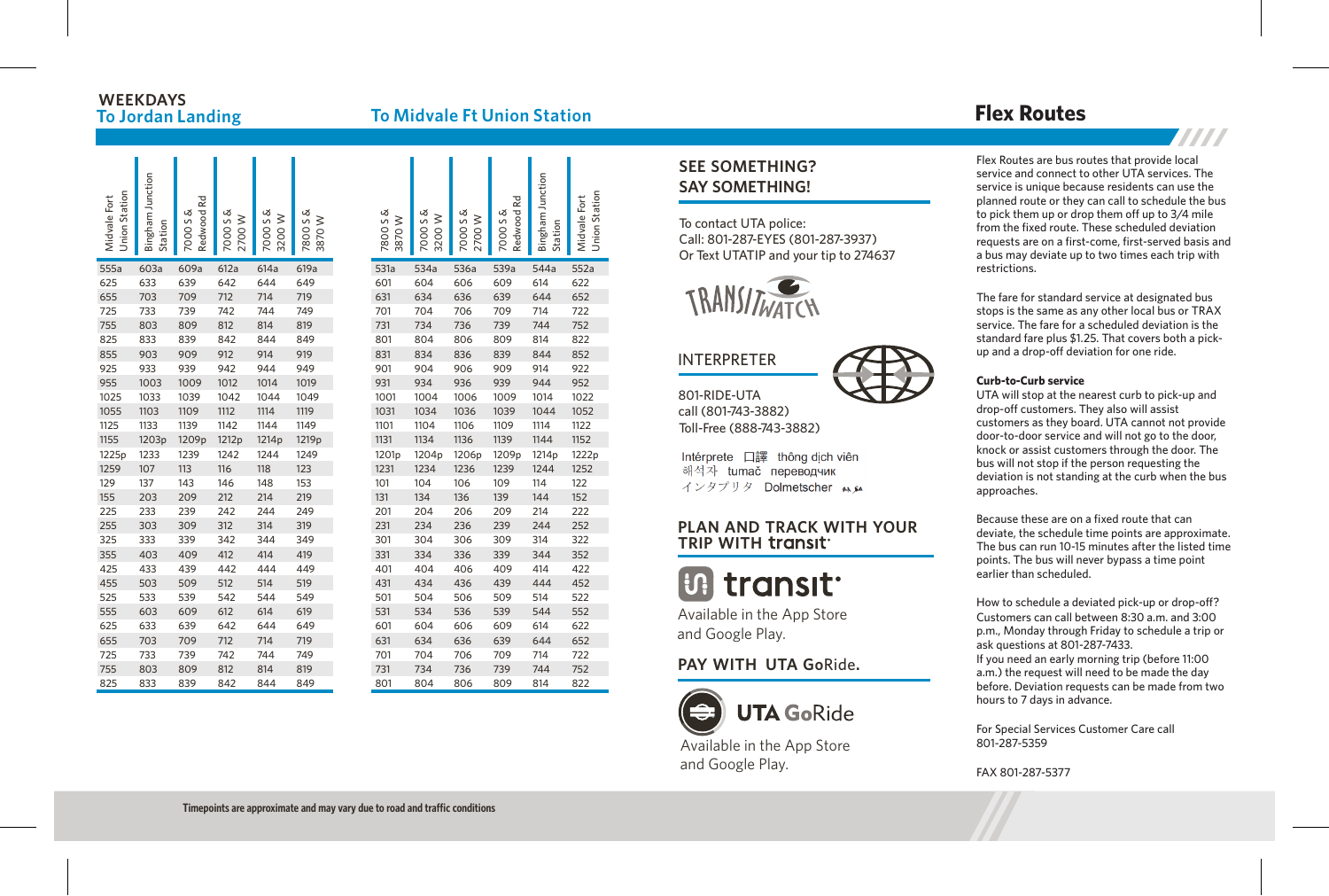## WEEKDAYS

### To Jordan Landing

| Midvale Fort Union Station | Bingham Junction Station | 7000 S & Redwood Rd | 7000 S & 2700 W | 7000 S & 3200 W | 7800 S & 3870 W |
|---|---|---|---|---|---|
| 555a | 603a | 609a | 612a | 614a | 619a |
| 625 | 633 | 639 | 642 | 644 | 649 |
| 655 | 703 | 709 | 712 | 714 | 719 |
| 725 | 733 | 739 | 742 | 744 | 749 |
| 755 | 803 | 809 | 812 | 814 | 819 |
| 825 | 833 | 839 | 842 | 844 | 849 |
| 855 | 903 | 909 | 912 | 914 | 919 |
| 925 | 933 | 939 | 942 | 944 | 949 |
| 955 | 1003 | 1009 | 1012 | 1014 | 1019 |
| 1025 | 1033 | 1039 | 1042 | 1044 | 1049 |
| 1055 | 1103 | 1109 | 1112 | 1114 | 1119 |
| 1125 | 1133 | 1139 | 1142 | 1144 | 1149 |
| 1155 | 1203p | 1209p | 1212p | 1214p | 1219p |
| 1225p | 1233 | 1239 | 1242 | 1244 | 1249 |
| 1259 | 107 | 113 | 116 | 118 | 123 |
| 129 | 137 | 143 | 146 | 148 | 153 |
| 155 | 203 | 209 | 212 | 214 | 219 |
| 225 | 233 | 239 | 242 | 244 | 249 |
| 255 | 303 | 309 | 312 | 314 | 319 |
| 325 | 333 | 339 | 342 | 344 | 349 |
| 355 | 403 | 409 | 412 | 414 | 419 |
| 425 | 433 | 439 | 442 | 444 | 449 |
| 455 | 503 | 509 | 512 | 514 | 519 |
| 525 | 533 | 539 | 542 | 544 | 549 |
| 555 | 603 | 609 | 612 | 614 | 619 |
| 625 | 633 | 639 | 642 | 644 | 649 |
| 655 | 703 | 709 | 712 | 714 | 719 |
| 725 | 733 | 739 | 742 | 744 | 749 |
| 755 | 803 | 809 | 812 | 814 | 819 |
| 825 | 833 | 839 | 842 | 844 | 849 |

### To Midvale Ft Union Station

| 7800 S & 3870 W | 7000 S & 3200 W | 7000 S & 2700 W | 7000 S & Redwood Rd | Bingham Junction Station | Midvale Fort Union Station |
|---|---|---|---|---|---|
| 531a | 534a | 536a | 539a | 544a | 552a |
| 601 | 604 | 606 | 609 | 614 | 622 |
| 631 | 634 | 636 | 639 | 644 | 652 |
| 701 | 704 | 706 | 709 | 714 | 722 |
| 731 | 734 | 736 | 739 | 744 | 752 |
| 801 | 804 | 806 | 809 | 814 | 822 |
| 831 | 834 | 836 | 839 | 844 | 852 |
| 901 | 904 | 906 | 909 | 914 | 922 |
| 931 | 934 | 936 | 939 | 944 | 952 |
| 1001 | 1004 | 1006 | 1009 | 1014 | 1022 |
| 1031 | 1034 | 1036 | 1039 | 1044 | 1052 |
| 1101 | 1104 | 1106 | 1109 | 1114 | 1122 |
| 1131 | 1134 | 1136 | 1139 | 1144 | 1152 |
| 1201p | 1204p | 1206p | 1209p | 1214p | 1222p |
| 1231 | 1234 | 1236 | 1239 | 1244 | 1252 |
| 101 | 104 | 106 | 109 | 114 | 122 |
| 131 | 134 | 136 | 139 | 144 | 152 |
| 201 | 204 | 206 | 209 | 214 | 222 |
| 231 | 234 | 236 | 239 | 244 | 252 |
| 301 | 304 | 306 | 309 | 314 | 322 |
| 331 | 334 | 336 | 339 | 344 | 352 |
| 401 | 404 | 406 | 409 | 414 | 422 |
| 431 | 434 | 436 | 439 | 444 | 452 |
| 501 | 504 | 506 | 509 | 514 | 522 |
| 531 | 534 | 536 | 539 | 544 | 552 |
| 601 | 604 | 606 | 609 | 614 | 622 |
| 631 | 634 | 636 | 639 | 644 | 652 |
| 701 | 704 | 706 | 709 | 714 | 722 |
| 731 | 734 | 736 | 739 | 744 | 752 |
| 801 | 804 | 806 | 809 | 814 | 822 |

Timepoints are approximate and may vary due to road and traffic conditions

## SEE SOMETHING? SAY SOMETHING!

To contact UTA police:
Call: 801-287-EYES (801-287-3937)
Or Text UTATIP and your tip to 274637

TRANSIT WATCH

## INTERPRETER

801-RIDE-UTA
call (801-743-3882)
Toll-Free (888-743-3882)

Intérprete 口譯 thông dịch viên
해석자 tumač переводчик
インタプリタ Dolmetscher

## PLAN AND TRACK WITH YOUR TRIP WITH transit

transit

Available in the App Store and Google Play.

## PAY WITH UTA GoRide.

UTA GoRide

Available in the App Store and Google Play.

## Flex Routes

Flex Routes are bus routes that provide local service and connect to other UTA services. The service is unique because residents can use the planned route or they can call to schedule the bus to pick them up or drop them off up to 3/4 mile from the fixed route. These scheduled deviation requests are on a first-come, first-served basis and a bus may deviate up to two times each trip with restrictions.

The fare for standard service at designated bus stops is the same as any other local bus or TRAX service. The fare for a scheduled deviation is the standard fare plus $1.25. That covers both a pick-up and a drop-off deviation for one ride.

**Curb-to-Curb service**
UTA will stop at the nearest curb to pick-up and drop-off customers. They also will assist customers as they board. UTA cannot provide door-to-door service and will not go to the door, knock or assist customers through the door. The bus will not stop if the person requesting the deviation is not standing at the curb when the bus approaches.

Because these are on a fixed route that can deviate, the schedule time points are approximate. The bus can run 10-15 minutes after the listed time points. The bus will never bypass a time point earlier than scheduled.

How to schedule a deviated pick-up or drop-off? Customers can call between 8:30 a.m. and 3:00 p.m., Monday through Friday to schedule a trip or ask questions at 801-287-7433.
If you need an early morning trip (before 11:00 a.m.) the request will need to be made the day before. Deviation requests can be made from two hours to 7 days in advance.

For Special Services Customer Care call 801-287-5359

FAX 801-287-5377